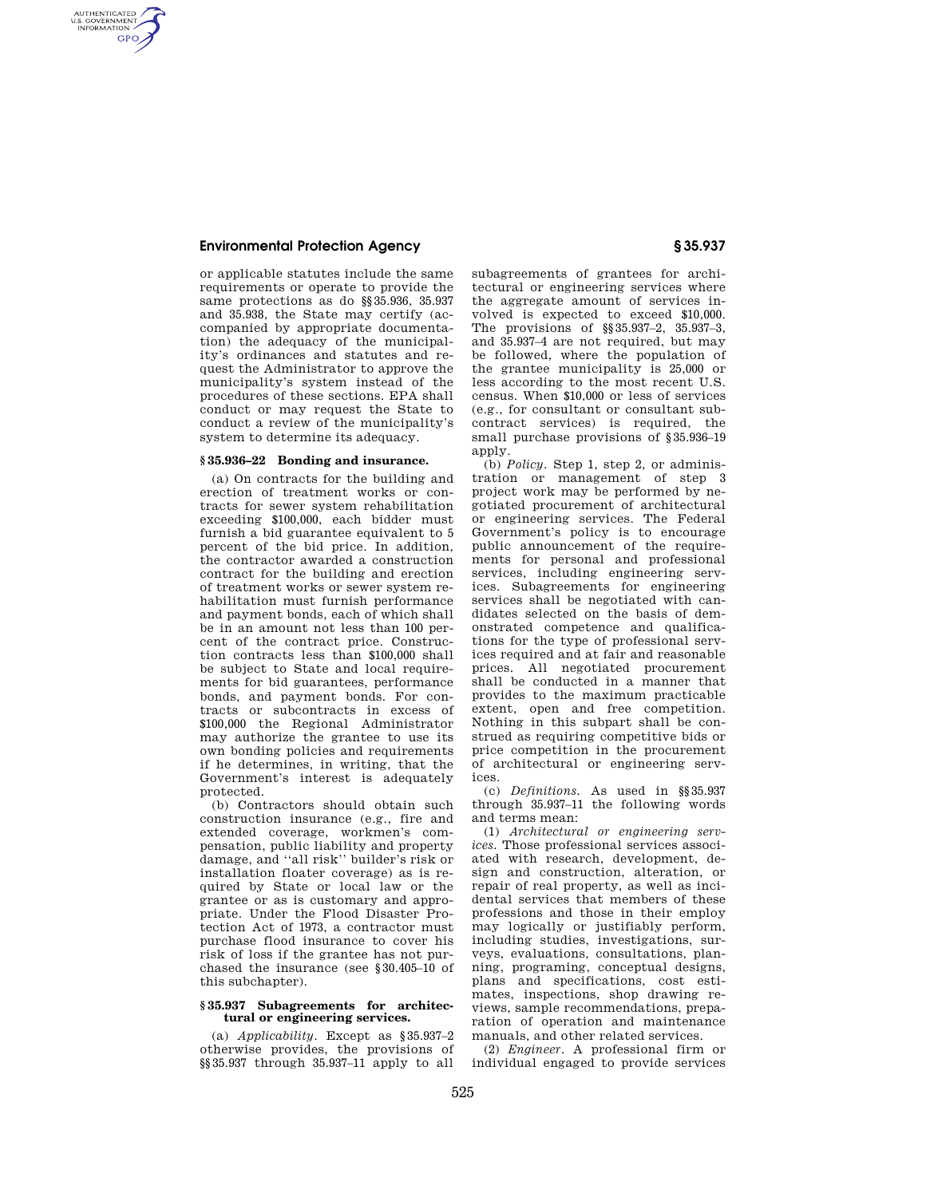or applicable statutes include the same requirements or operate to provide the same protections as do §§35.936, 35.937 and 35.938, the State may certify (accompanied by appropriate documentation) the adequacy of the municipality's ordinances and statutes and request the Administrator to approve the municipality's system instead of the procedures of these sections. EPA shall conduct or may request the State to conduct a review of the municipality's system to determine its adequacy.

### § 35.936–22 Bonding and insurance.

(a) On contracts for the building and erection of treatment works or contracts for sewer system rehabilitation exceeding $100,000, each bidder must furnish a bid guarantee equivalent to 5 percent of the bid price. In addition, the contractor awarded a construction contract for the building and erection of treatment works or sewer system rehabilitation must furnish performance and payment bonds, each of which shall be in an amount not less than 100 percent of the contract price. Construction contracts less than $100,000 shall be subject to State and local requirements for bid guarantees, performance bonds, and payment bonds. For contracts or subcontracts in excess of $100,000 the Regional Administrator may authorize the grantee to use its own bonding policies and requirements if he determines, in writing, that the Government's interest is adequately protected.

(b) Contractors should obtain such construction insurance (e.g., fire and extended coverage, workmen's compensation, public liability and property damage, and "all risk" builder's risk or installation floater coverage) as is required by State or local law or the grantee or as is customary and appropriate. Under the Flood Disaster Protection Act of 1973, a contractor must purchase flood insurance to cover his risk of loss if the grantee has not purchased the insurance (see §30.405–10 of this subchapter).

### § 35.937 Subagreements for architectural or engineering services.

(a) *Applicability.* Except as §35.937–2 otherwise provides, the provisions of §§35.937 through 35.937–11 apply to all subagreements of grantees for architectural or engineering services where the aggregate amount of services involved is expected to exceed $10,000. The provisions of §§35.937–2, 35.937–3, and 35.937–4 are not required, but may be followed, where the population of the grantee municipality is 25,000 or less according to the most recent U.S. census. When $10,000 or less of services (e.g., for consultant or consultant subcontract services) is required, the small purchase provisions of §35.936–19 apply.

(b) *Policy.* Step 1, step 2, or administration or management of step 3 project work may be performed by negotiated procurement of architectural or engineering services. The Federal Government's policy is to encourage public announcement of the requirements for personal and professional services, including engineering services. Subagreements for engineering services shall be negotiated with candidates selected on the basis of demonstrated competence and qualifications for the type of professional services required and at fair and reasonable prices. All negotiated procurement shall be conducted in a manner that provides to the maximum practicable extent, open and free competition. Nothing in this subpart shall be construed as requiring competitive bids or price competition in the procurement of architectural or engineering services.

(c) *Definitions.* As used in §§35.937 through 35.937–11 the following words and terms mean:

(1) *Architectural or engineering services.* Those professional services associated with research, development, design and construction, alteration, or repair of real property, as well as incidental services that members of these professions and those in their employ may logically or justifiably perform, including studies, investigations, surveys, evaluations, consultations, planning, programing, conceptual designs, plans and specifications, cost estimates, inspections, shop drawing reviews, sample recommendations, preparation of operation and maintenance manuals, and other related services.

(2) *Engineer.* A professional firm or individual engaged to provide services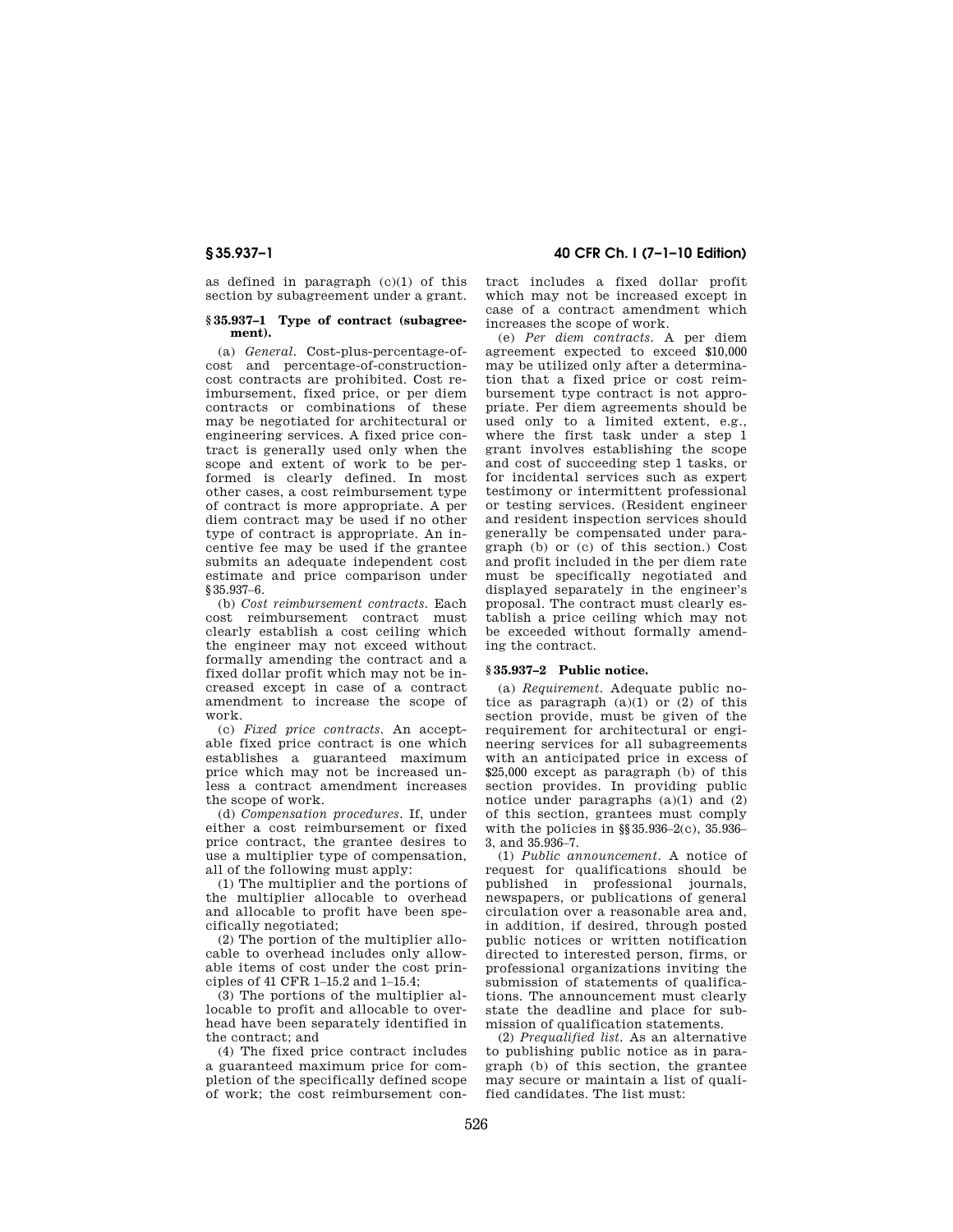as defined in paragraph (c)(1) of this section by subagreement under a grant.

### § 35.937–1 Type of contract (subagreement).

(a) *General.* Cost-plus-percentage-of-cost and percentage-of-construction-cost contracts are prohibited. Cost reimbursement, fixed price, or per diem contracts or combinations of these may be negotiated for architectural or engineering services. A fixed price contract is generally used only when the scope and extent of work to be performed is clearly defined. In most other cases, a cost reimbursement type of contract is more appropriate. A per diem contract may be used if no other type of contract is appropriate. An incentive fee may be used if the grantee submits an adequate independent cost estimate and price comparison under § 35.937–6.

(b) *Cost reimbursement contracts.* Each cost reimbursement contract must clearly establish a cost ceiling which the engineer may not exceed without formally amending the contract and a fixed dollar profit which may not be increased except in case of a contract amendment to increase the scope of work.

(c) *Fixed price contracts.* An acceptable fixed price contract is one which establishes a guaranteed maximum price which may not be increased unless a contract amendment increases the scope of work.

(d) *Compensation procedures.* If, under either a cost reimbursement or fixed price contract, the grantee desires to use a multiplier type of compensation, all of the following must apply:

(1) The multiplier and the portions of the multiplier allocable to overhead and allocable to profit have been specifically negotiated;

(2) The portion of the multiplier allocable to overhead includes only allowable items of cost under the cost principles of 41 CFR 1–15.2 and 1–15.4;

(3) The portions of the multiplier allocable to profit and allocable to overhead have been separately identified in the contract; and

(4) The fixed price contract includes a guaranteed maximum price for completion of the specifically defined scope of work; the cost reimbursement contract includes a fixed dollar profit which may not be increased except in case of a contract amendment which increases the scope of work.

(e) *Per diem contracts.* A per diem agreement expected to exceed $10,000 may be utilized only after a determination that a fixed price or cost reimbursement type contract is not appropriate. Per diem agreements should be used only to a limited extent, e.g., where the first task under a step 1 grant involves establishing the scope and cost of succeeding step 1 tasks, or for incidental services such as expert testimony or intermittent professional or testing services. (Resident engineer and resident inspection services should generally be compensated under paragraph (b) or (c) of this section.) Cost and profit included in the per diem rate must be specifically negotiated and displayed separately in the engineer's proposal. The contract must clearly establish a price ceiling which may not be exceeded without formally amending the contract.

### § 35.937–2 Public notice.

(a) *Requirement.* Adequate public notice as paragraph (a)(1) or (2) of this section provide, must be given of the requirement for architectural or engineering services for all subagreements with an anticipated price in excess of $25,000 except as paragraph (b) of this section provides. In providing public notice under paragraphs (a)(1) and (2) of this section, grantees must comply with the policies in §§ 35.936–2(c), 35.936–3, and 35.936–7.

(1) *Public announcement.* A notice of request for qualifications should be published in professional journals, newspapers, or publications of general circulation over a reasonable area and, in addition, if desired, through posted public notices or written notification directed to interested person, firms, or professional organizations inviting the submission of statements of qualifications. The announcement must clearly state the deadline and place for submission of qualification statements.

(2) *Prequalified list.* As an alternative to publishing public notice as in paragraph (b) of this section, the grantee may secure or maintain a list of qualified candidates. The list must: